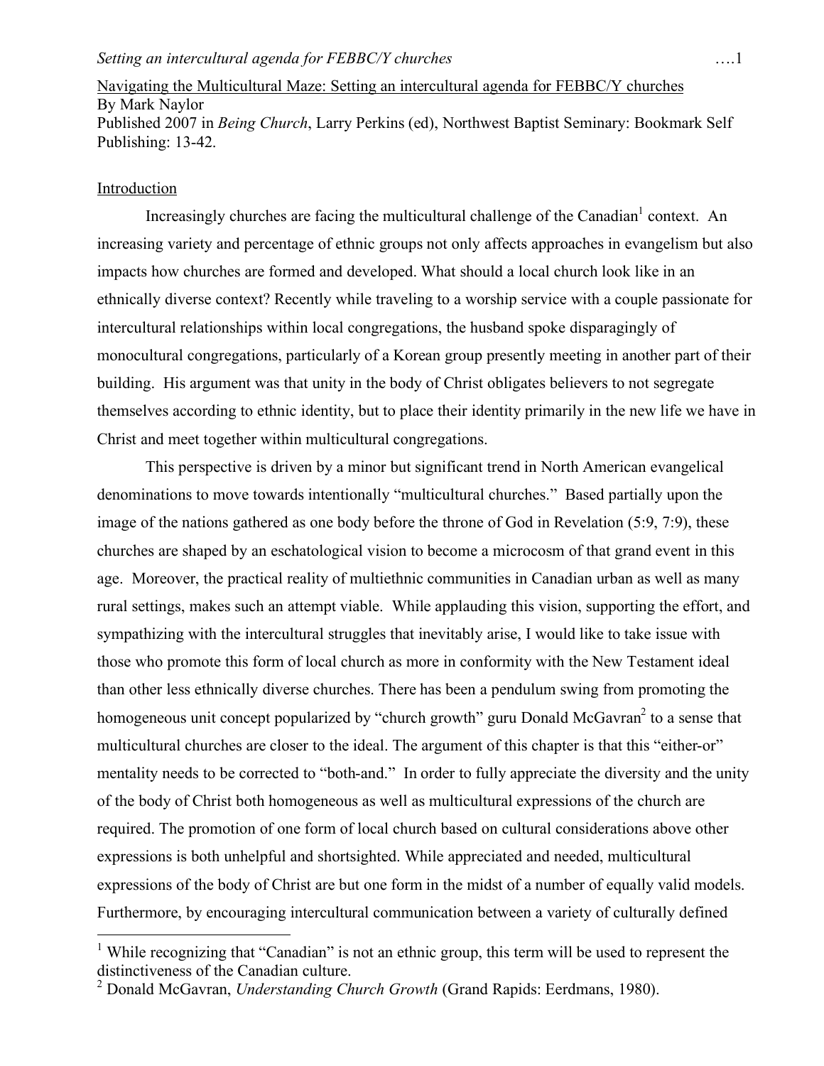Navigating the Multicultural Maze: Setting an intercultural agenda for FEBBC/Y churches
By Mark Naylor
Published 2007 in *Being Church*, Larry Perkins (ed), Northwest Baptist Seminary: Bookmark Self Publishing: 13-42.

## Introduction

Increasingly churches are facing the multicultural challenge of the Canadian[1] context. An increasing variety and percentage of ethnic groups not only affects approaches in evangelism but also impacts how churches are formed and developed. What should a local church look like in an ethnically diverse context? Recently while traveling to a worship service with a couple passionate for intercultural relationships within local congregations, the husband spoke disparagingly of monocultural congregations, particularly of a Korean group presently meeting in another part of their building. His argument was that unity in the body of Christ obligates believers to not segregate themselves according to ethnic identity, but to place their identity primarily in the new life we have in Christ and meet together within multicultural congregations.

This perspective is driven by a minor but significant trend in North American evangelical denominations to move towards intentionally "multicultural churches." Based partially upon the image of the nations gathered as one body before the throne of God in Revelation (5:9, 7:9), these churches are shaped by an eschatological vision to become a microcosm of that grand event in this age. Moreover, the practical reality of multiethnic communities in Canadian urban as well as many rural settings, makes such an attempt viable. While applauding this vision, supporting the effort, and sympathizing with the intercultural struggles that inevitably arise, I would like to take issue with those who promote this form of local church as more in conformity with the New Testament ideal than other less ethnically diverse churches. There has been a pendulum swing from promoting the homogeneous unit concept popularized by "church growth" guru Donald McGavran[2] to a sense that multicultural churches are closer to the ideal. The argument of this chapter is that this "either-or" mentality needs to be corrected to "both-and." In order to fully appreciate the diversity and the unity of the body of Christ both homogeneous as well as multicultural expressions of the church are required. The promotion of one form of local church based on cultural considerations above other expressions is both unhelpful and shortsighted. While appreciated and needed, multicultural expressions of the body of Christ are but one form in the midst of a number of equally valid models. Furthermore, by encouraging intercultural communication between a variety of culturally defined

---

[1] While recognizing that "Canadian" is not an ethnic group, this term will be used to represent the distinctiveness of the Canadian culture.

[2] Donald McGavran, *Understanding Church Growth* (Grand Rapids: Eerdmans, 1980).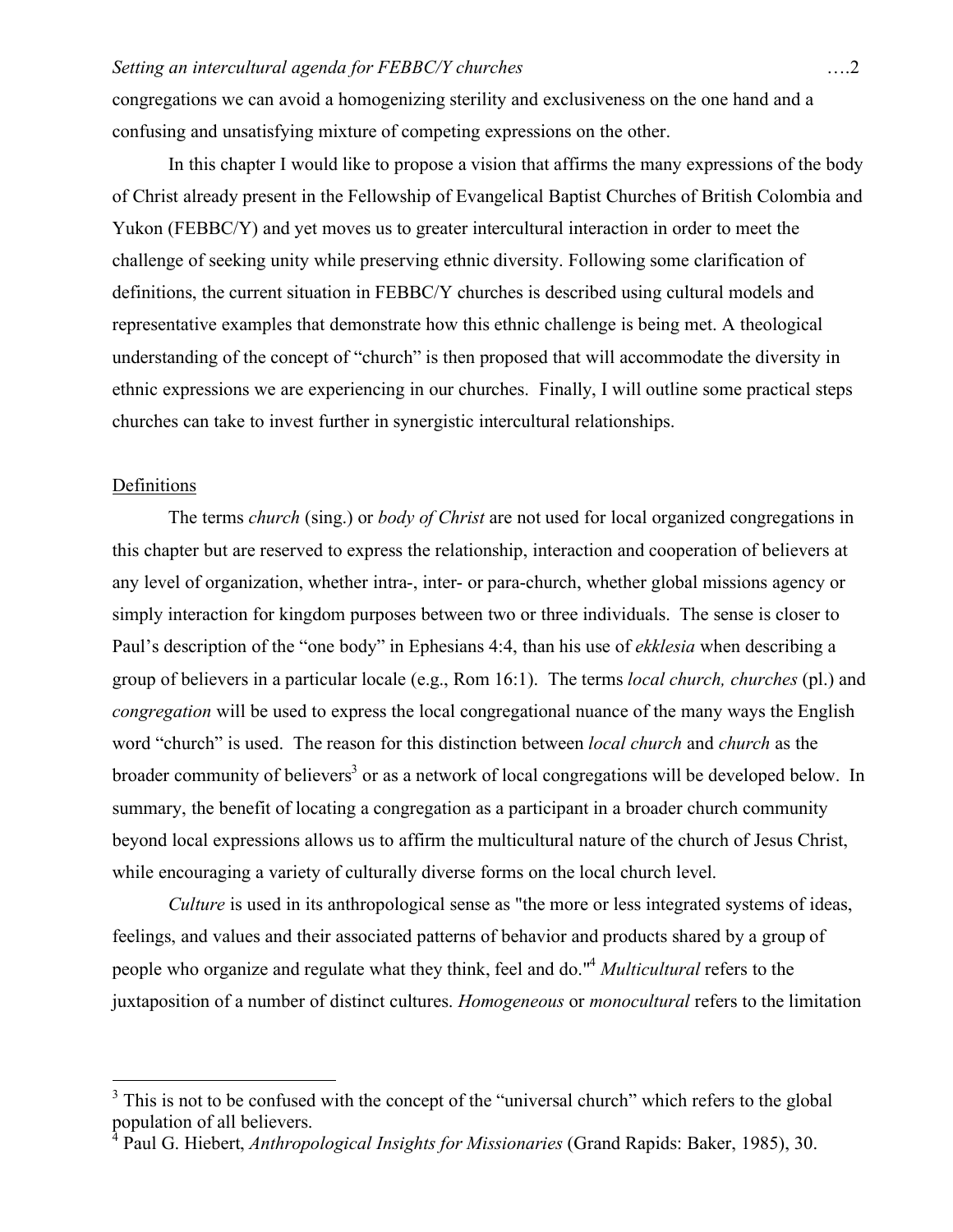congregations we can avoid a homogenizing sterility and exclusiveness on the one hand and a confusing and unsatisfying mixture of competing expressions on the other.

In this chapter I would like to propose a vision that affirms the many expressions of the body of Christ already present in the Fellowship of Evangelical Baptist Churches of British Colombia and Yukon (FEBBC/Y) and yet moves us to greater intercultural interaction in order to meet the challenge of seeking unity while preserving ethnic diversity. Following some clarification of definitions, the current situation in FEBBC/Y churches is described using cultural models and representative examples that demonstrate how this ethnic challenge is being met. A theological understanding of the concept of "church" is then proposed that will accommodate the diversity in ethnic expressions we are experiencing in our churches. Finally, I will outline some practical steps churches can take to invest further in synergistic intercultural relationships.

## Definitions

The terms *church* (sing.) or *body of Christ* are not used for local organized congregations in this chapter but are reserved to express the relationship, interaction and cooperation of believers at any level of organization, whether intra-, inter- or para-church, whether global missions agency or simply interaction for kingdom purposes between two or three individuals. The sense is closer to Paul's description of the "one body" in Ephesians 4:4, than his use of *ekklesia* when describing a group of believers in a particular locale (e.g., Rom 16:1). The terms *local church, churches* (pl.) and *congregation* will be used to express the local congregational nuance of the many ways the English word "church" is used. The reason for this distinction between *local church* and *church* as the broader community of believers[3] or as a network of local congregations will be developed below. In summary, the benefit of locating a congregation as a participant in a broader church community beyond local expressions allows us to affirm the multicultural nature of the church of Jesus Christ, while encouraging a variety of culturally diverse forms on the local church level.

*Culture* is used in its anthropological sense as "the more or less integrated systems of ideas, feelings, and values and their associated patterns of behavior and products shared by a group of people who organize and regulate what they think, feel and do."[4] *Multicultural* refers to the juxtaposition of a number of distinct cultures. *Homogeneous* or *monocultural* refers to the limitation

---

[3] This is not to be confused with the concept of the "universal church" which refers to the global population of all believers.

[4] Paul G. Hiebert, *Anthropological Insights for Missionaries* (Grand Rapids: Baker, 1985), 30.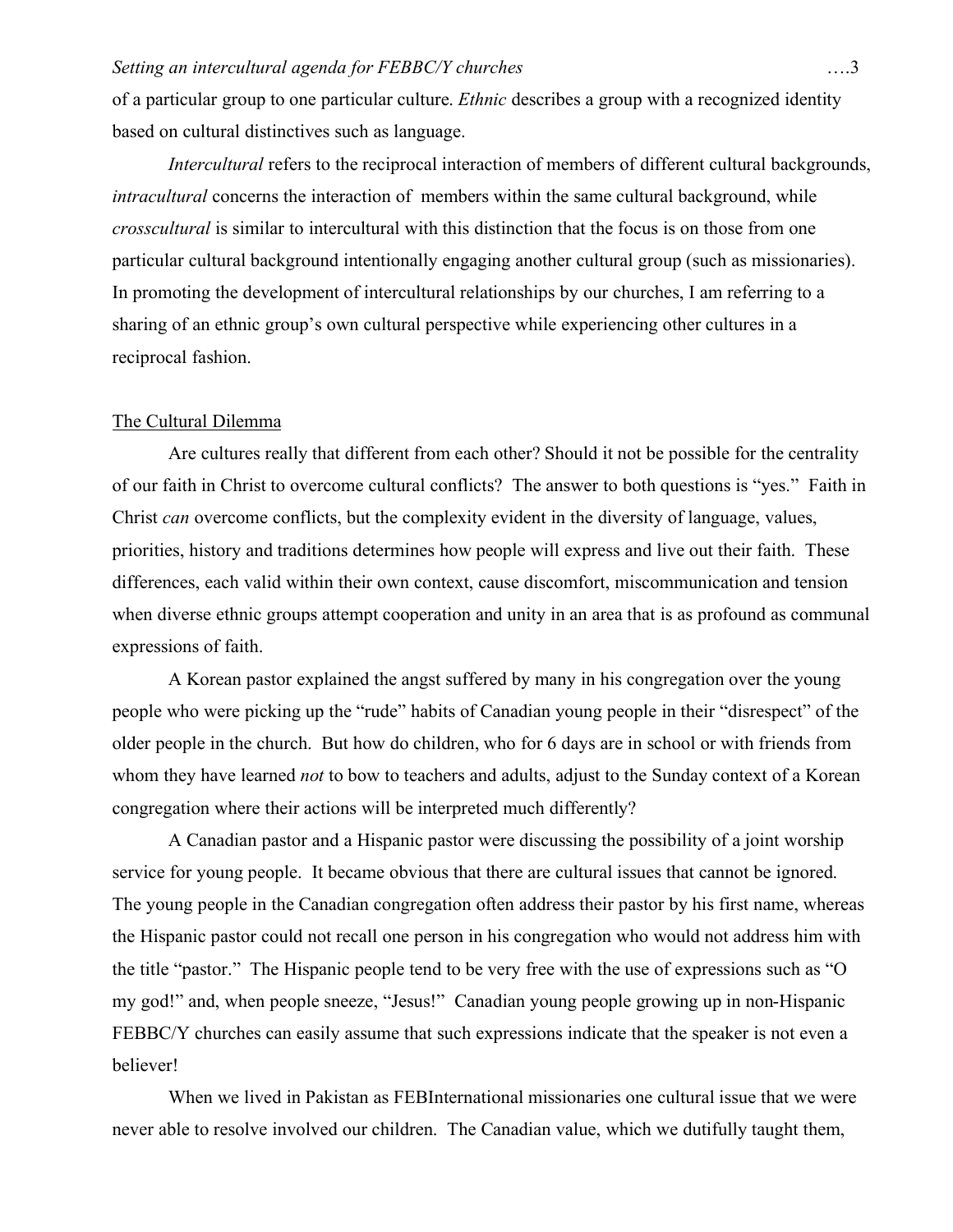of a particular group to one particular culture. *Ethnic* describes a group with a recognized identity based on cultural distinctives such as language.

*Intercultural* refers to the reciprocal interaction of members of different cultural backgrounds, *intracultural* concerns the interaction of members within the same cultural background, while *crosscultural* is similar to intercultural with this distinction that the focus is on those from one particular cultural background intentionally engaging another cultural group (such as missionaries). In promoting the development of intercultural relationships by our churches, I am referring to a sharing of an ethnic group's own cultural perspective while experiencing other cultures in a reciprocal fashion.

## The Cultural Dilemma

Are cultures really that different from each other? Should it not be possible for the centrality of our faith in Christ to overcome cultural conflicts? The answer to both questions is "yes." Faith in Christ *can* overcome conflicts, but the complexity evident in the diversity of language, values, priorities, history and traditions determines how people will express and live out their faith. These differences, each valid within their own context, cause discomfort, miscommunication and tension when diverse ethnic groups attempt cooperation and unity in an area that is as profound as communal expressions of faith.

A Korean pastor explained the angst suffered by many in his congregation over the young people who were picking up the "rude" habits of Canadian young people in their "disrespect" of the older people in the church. But how do children, who for 6 days are in school or with friends from whom they have learned *not* to bow to teachers and adults, adjust to the Sunday context of a Korean congregation where their actions will be interpreted much differently?

A Canadian pastor and a Hispanic pastor were discussing the possibility of a joint worship service for young people. It became obvious that there are cultural issues that cannot be ignored. The young people in the Canadian congregation often address their pastor by his first name, whereas the Hispanic pastor could not recall one person in his congregation who would not address him with the title "pastor." The Hispanic people tend to be very free with the use of expressions such as "O my god!" and, when people sneeze, "Jesus!" Canadian young people growing up in non-Hispanic FEBBC/Y churches can easily assume that such expressions indicate that the speaker is not even a believer!

When we lived in Pakistan as FEBInternational missionaries one cultural issue that we were never able to resolve involved our children. The Canadian value, which we dutifully taught them,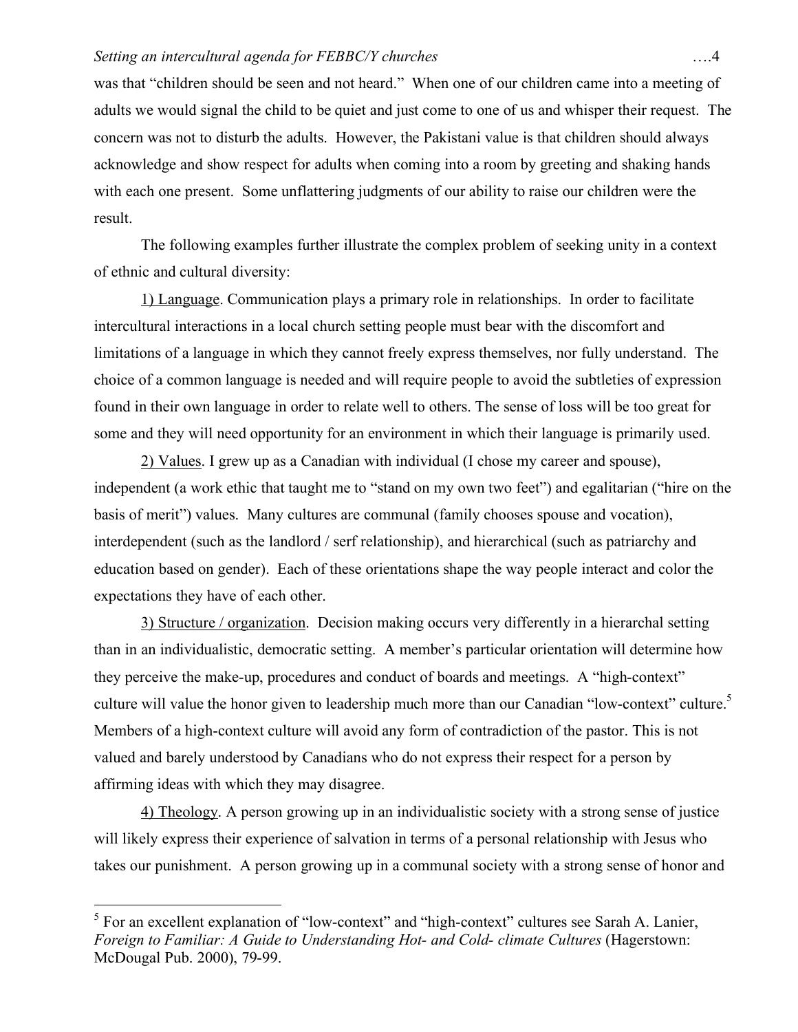was that "children should be seen and not heard." When one of our children came into a meeting of adults we would signal the child to be quiet and just come to one of us and whisper their request. The concern was not to disturb the adults. However, the Pakistani value is that children should always acknowledge and show respect for adults when coming into a room by greeting and shaking hands with each one present. Some unflattering judgments of our ability to raise our children were the result.

The following examples further illustrate the complex problem of seeking unity in a context of ethnic and cultural diversity:

1) <u>Language</u>. Communication plays a primary role in relationships. In order to facilitate intercultural interactions in a local church setting people must bear with the discomfort and limitations of a language in which they cannot freely express themselves, nor fully understand. The choice of a common language is needed and will require people to avoid the subtleties of expression found in their own language in order to relate well to others. The sense of loss will be too great for some and they will need opportunity for an environment in which their language is primarily used.

2) <u>Values</u>. I grew up as a Canadian with individual (I chose my career and spouse), independent (a work ethic that taught me to "stand on my own two feet") and egalitarian ("hire on the basis of merit") values. Many cultures are communal (family chooses spouse and vocation), interdependent (such as the landlord / serf relationship), and hierarchical (such as patriarchy and education based on gender). Each of these orientations shape the way people interact and color the expectations they have of each other.

3) <u>Structure / organization</u>. Decision making occurs very differently in a hierarchal setting than in an individualistic, democratic setting. A member's particular orientation will determine how they perceive the make-up, procedures and conduct of boards and meetings. A "high-context" culture will value the honor given to leadership much more than our Canadian "low-context" culture.[5] Members of a high-context culture will avoid any form of contradiction of the pastor. This is not valued and barely understood by Canadians who do not express their respect for a person by affirming ideas with which they may disagree.

4) <u>Theology</u>. A person growing up in an individualistic society with a strong sense of justice will likely express their experience of salvation in terms of a personal relationship with Jesus who takes our punishment. A person growing up in a communal society with a strong sense of honor and

---

[5] For an excellent explanation of "low-context" and "high-context" cultures see Sarah A. Lanier, *Foreign to Familiar: A Guide to Understanding Hot- and Cold- climate Cultures* (Hagerstown: McDougal Pub. 2000), 79-99.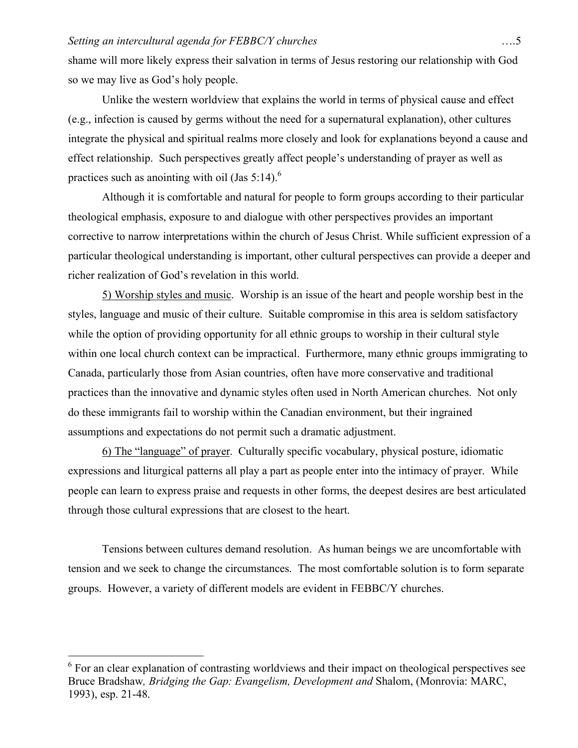shame will more likely express their salvation in terms of Jesus restoring our relationship with God so we may live as God's holy people.

Unlike the western worldview that explains the world in terms of physical cause and effect (e.g., infection is caused by germs without the need for a supernatural explanation), other cultures integrate the physical and spiritual realms more closely and look for explanations beyond a cause and effect relationship. Such perspectives greatly affect people's understanding of prayer as well as practices such as anointing with oil (Jas 5:14).[6]

Although it is comfortable and natural for people to form groups according to their particular theological emphasis, exposure to and dialogue with other perspectives provides an important corrective to narrow interpretations within the church of Jesus Christ. While sufficient expression of a particular theological understanding is important, other cultural perspectives can provide a deeper and richer realization of God's revelation in this world.

5) Worship styles and music. Worship is an issue of the heart and people worship best in the styles, language and music of their culture. Suitable compromise in this area is seldom satisfactory while the option of providing opportunity for all ethnic groups to worship in their cultural style within one local church context can be impractical. Furthermore, many ethnic groups immigrating to Canada, particularly those from Asian countries, often have more conservative and traditional practices than the innovative and dynamic styles often used in North American churches. Not only do these immigrants fail to worship within the Canadian environment, but their ingrained assumptions and expectations do not permit such a dramatic adjustment.

6) The "language" of prayer. Culturally specific vocabulary, physical posture, idiomatic expressions and liturgical patterns all play a part as people enter into the intimacy of prayer. While people can learn to express praise and requests in other forms, the deepest desires are best articulated through those cultural expressions that are closest to the heart.

Tensions between cultures demand resolution. As human beings we are uncomfortable with tension and we seek to change the circumstances. The most comfortable solution is to form separate groups. However, a variety of different models are evident in FEBBC/Y churches.

---

[6] For an clear explanation of contrasting worldviews and their impact on theological perspectives see Bruce Bradshaw*, Bridging the Gap: Evangelism, Development and* Shalom, (Monrovia: MARC, 1993), esp. 21-48.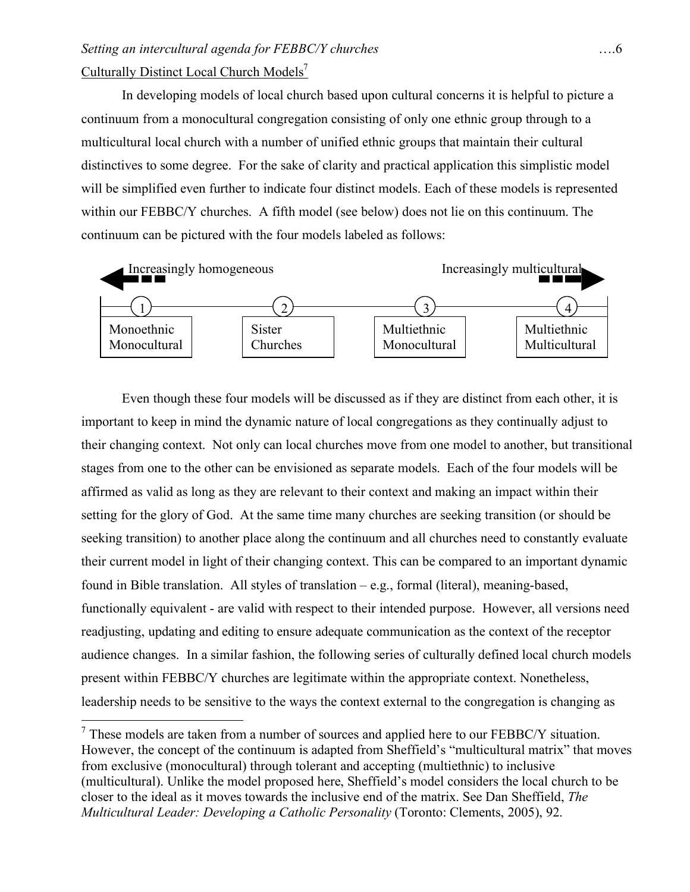Culturally Distinct Local Church Models[7]

In developing models of local church based upon cultural concerns it is helpful to picture a continuum from a monocultural congregation consisting of only one ethnic group through to a multicultural local church with a number of unified ethnic groups that maintain their cultural distinctives to some degree. For the sake of clarity and practical application this simplistic model will be simplified even further to indicate four distinct models. Each of these models is represented within our FEBBC/Y churches. A fifth model (see below) does not lie on this continuum. The continuum can be pictured with the four models labeled as follows:

← Increasingly homogeneous — Increasingly multicultural →

| 1 | 2 | 3 | 4 |
|---|---|---|---|
| Monoethnic Monocultural | Sister Churches | Multiethnic Monocultural | Multiethnic Multicultural |

Even though these four models will be discussed as if they are distinct from each other, it is important to keep in mind the dynamic nature of local congregations as they continually adjust to their changing context. Not only can local churches move from one model to another, but transitional stages from one to the other can be envisioned as separate models. Each of the four models will be affirmed as valid as long as they are relevant to their context and making an impact within their setting for the glory of God. At the same time many churches are seeking transition (or should be seeking transition) to another place along the continuum and all churches need to constantly evaluate their current model in light of their changing context. This can be compared to an important dynamic found in Bible translation. All styles of translation – e.g., formal (literal), meaning-based, functionally equivalent - are valid with respect to their intended purpose. However, all versions need readjusting, updating and editing to ensure adequate communication as the context of the receptor audience changes. In a similar fashion, the following series of culturally defined local church models present within FEBBC/Y churches are legitimate within the appropriate context. Nonetheless, leadership needs to be sensitive to the ways the context external to the congregation is changing as

---

[7] These models are taken from a number of sources and applied here to our FEBBC/Y situation. However, the concept of the continuum is adapted from Sheffield's "multicultural matrix" that moves from exclusive (monocultural) through tolerant and accepting (multiethnic) to inclusive (multicultural). Unlike the model proposed here, Sheffield's model considers the local church to be closer to the ideal as it moves towards the inclusive end of the matrix. See Dan Sheffield, *The Multicultural Leader: Developing a Catholic Personality* (Toronto: Clements, 2005), 92.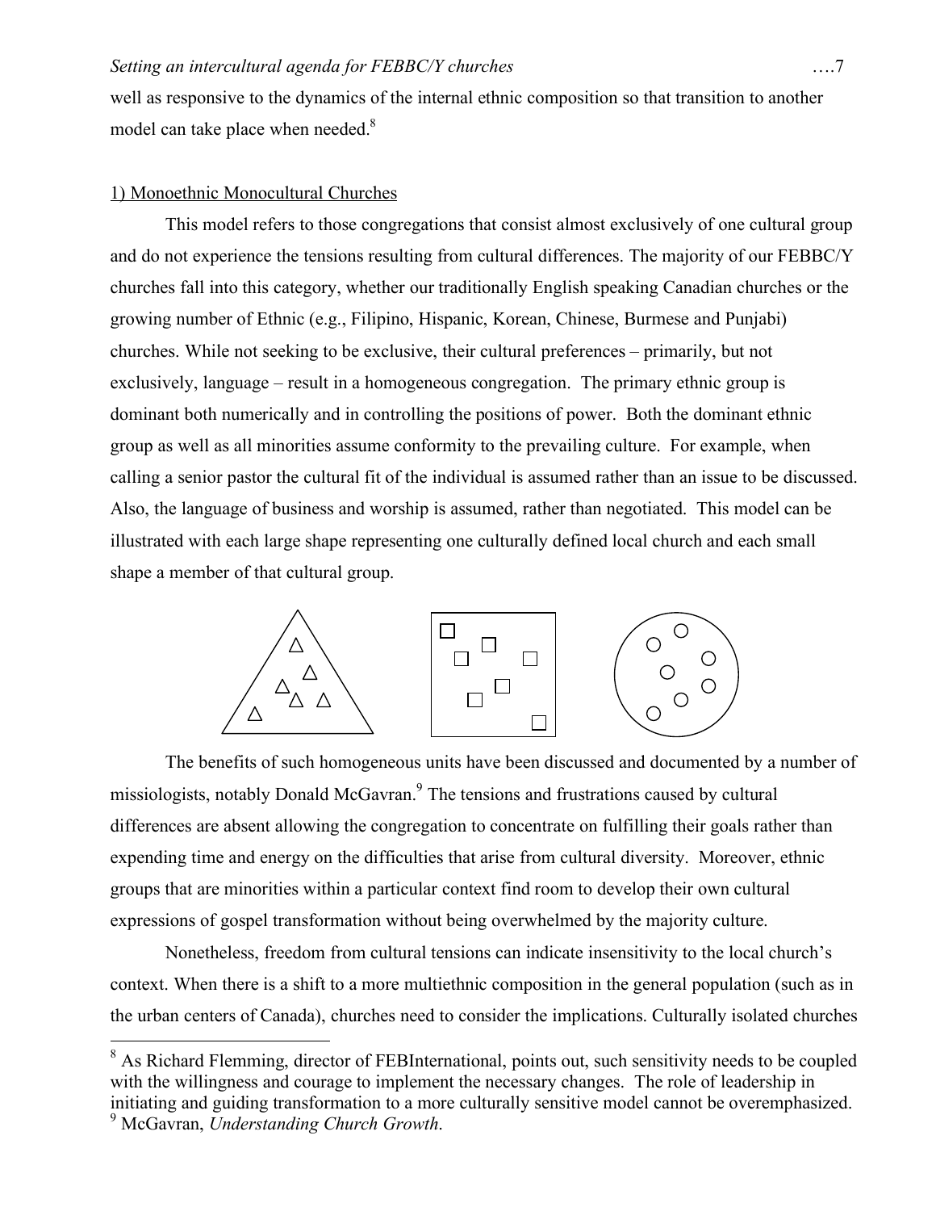well as responsive to the dynamics of the internal ethnic composition so that transition to another model can take place when needed.[8]

1) Monoethnic Monocultural Churches

This model refers to those congregations that consist almost exclusively of one cultural group and do not experience the tensions resulting from cultural differences. The majority of our FEBBC/Y churches fall into this category, whether our traditionally English speaking Canadian churches or the growing number of Ethnic (e.g., Filipino, Hispanic, Korean, Chinese, Burmese and Punjabi) churches. While not seeking to be exclusive, their cultural preferences – primarily, but not exclusively, language – result in a homogeneous congregation. The primary ethnic group is dominant both numerically and in controlling the positions of power. Both the dominant ethnic group as well as all minorities assume conformity to the prevailing culture. For example, when calling a senior pastor the cultural fit of the individual is assumed rather than an issue to be discussed. Also, the language of business and worship is assumed, rather than negotiated. This model can be illustrated with each large shape representing one culturally defined local church and each small shape a member of that cultural group.

The benefits of such homogeneous units have been discussed and documented by a number of missiologists, notably Donald McGavran.[9] The tensions and frustrations caused by cultural differences are absent allowing the congregation to concentrate on fulfilling their goals rather than expending time and energy on the difficulties that arise from cultural diversity. Moreover, ethnic groups that are minorities within a particular context find room to develop their own cultural expressions of gospel transformation without being overwhelmed by the majority culture.

Nonetheless, freedom from cultural tensions can indicate insensitivity to the local church's context. When there is a shift to a more multiethnic composition in the general population (such as in the urban centers of Canada), churches need to consider the implications. Culturally isolated churches

---

[8] As Richard Flemming, director of FEBInternational, points out, such sensitivity needs to be coupled with the willingness and courage to implement the necessary changes. The role of leadership in initiating and guiding transformation to a more culturally sensitive model cannot be overemphasized.

[9] McGavran, *Understanding Church Growth*.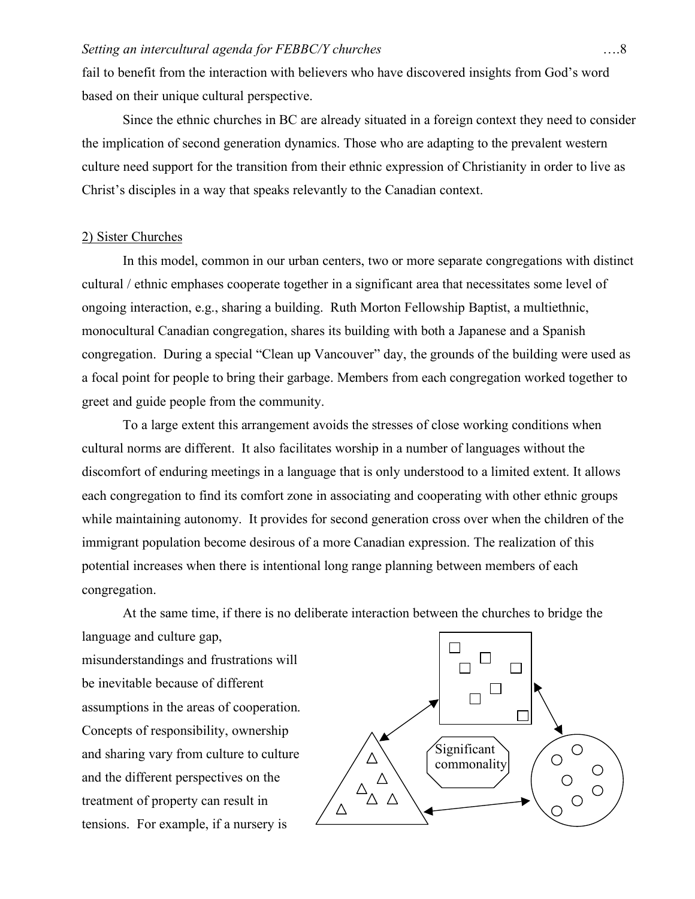fail to benefit from the interaction with believers who have discovered insights from God's word based on their unique cultural perspective.

Since the ethnic churches in BC are already situated in a foreign context they need to consider the implication of second generation dynamics. Those who are adapting to the prevalent western culture need support for the transition from their ethnic expression of Christianity in order to live as Christ's disciples in a way that speaks relevantly to the Canadian context.

2) Sister Churches

In this model, common in our urban centers, two or more separate congregations with distinct cultural / ethnic emphases cooperate together in a significant area that necessitates some level of ongoing interaction, e.g., sharing a building. Ruth Morton Fellowship Baptist, a multiethnic, monocultural Canadian congregation, shares its building with both a Japanese and a Spanish congregation. During a special "Clean up Vancouver" day, the grounds of the building were used as a focal point for people to bring their garbage. Members from each congregation worked together to greet and guide people from the community.

To a large extent this arrangement avoids the stresses of close working conditions when cultural norms are different. It also facilitates worship in a number of languages without the discomfort of enduring meetings in a language that is only understood to a limited extent. It allows each congregation to find its comfort zone in associating and cooperating with other ethnic groups while maintaining autonomy. It provides for second generation cross over when the children of the immigrant population become desirous of a more Canadian expression. The realization of this potential increases when there is intentional long range planning between members of each congregation.

At the same time, if there is no deliberate interaction between the churches to bridge the language and culture gap, misunderstandings and frustrations will be inevitable because of different assumptions in the areas of cooperation. Concepts of responsibility, ownership and sharing vary from culture to culture and the different perspectives on the treatment of property can result in tensions. For example, if a nursery is

Significant commonality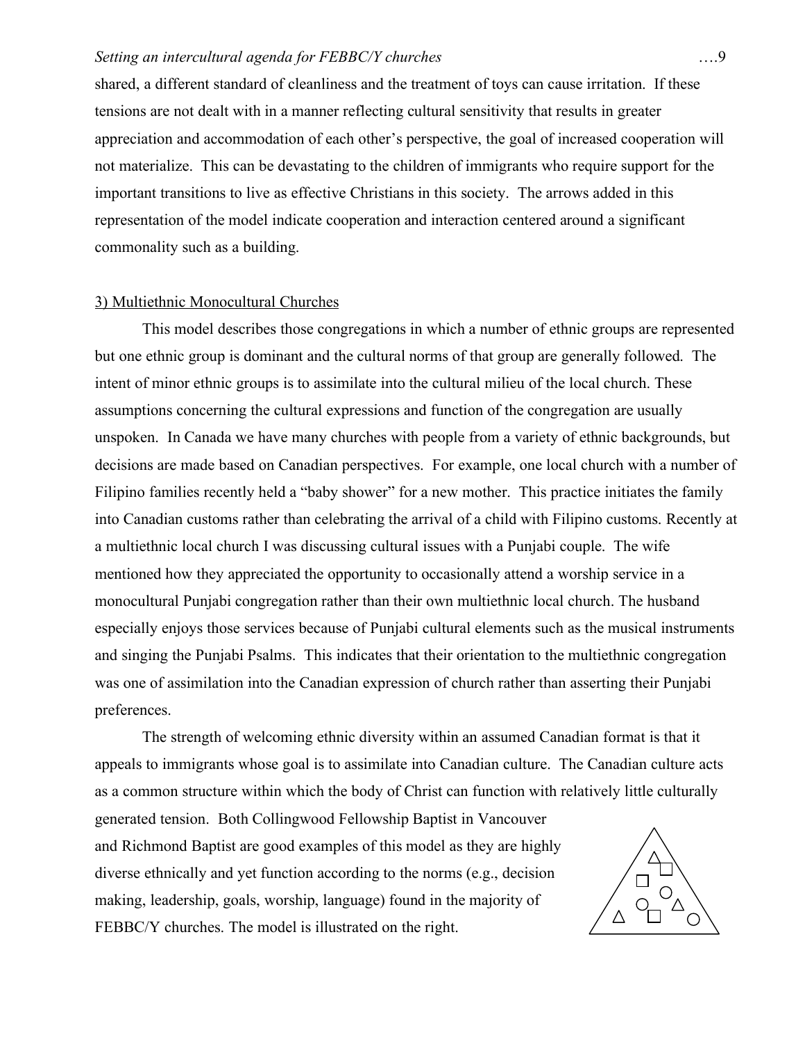shared, a different standard of cleanliness and the treatment of toys can cause irritation. If these tensions are not dealt with in a manner reflecting cultural sensitivity that results in greater appreciation and accommodation of each other's perspective, the goal of increased cooperation will not materialize. This can be devastating to the children of immigrants who require support for the important transitions to live as effective Christians in this society. The arrows added in this representation of the model indicate cooperation and interaction centered around a significant commonality such as a building.

### 3) Multiethnic Monocultural Churches

This model describes those congregations in which a number of ethnic groups are represented but one ethnic group is dominant and the cultural norms of that group are generally followed. The intent of minor ethnic groups is to assimilate into the cultural milieu of the local church. These assumptions concerning the cultural expressions and function of the congregation are usually unspoken. In Canada we have many churches with people from a variety of ethnic backgrounds, but decisions are made based on Canadian perspectives. For example, one local church with a number of Filipino families recently held a "baby shower" for a new mother. This practice initiates the family into Canadian customs rather than celebrating the arrival of a child with Filipino customs. Recently at a multiethnic local church I was discussing cultural issues with a Punjabi couple. The wife mentioned how they appreciated the opportunity to occasionally attend a worship service in a monocultural Punjabi congregation rather than their own multiethnic local church. The husband especially enjoys those services because of Punjabi cultural elements such as the musical instruments and singing the Punjabi Psalms. This indicates that their orientation to the multiethnic congregation was one of assimilation into the Canadian expression of church rather than asserting their Punjabi preferences.

The strength of welcoming ethnic diversity within an assumed Canadian format is that it appeals to immigrants whose goal is to assimilate into Canadian culture. The Canadian culture acts as a common structure within which the body of Christ can function with relatively little culturally generated tension. Both Collingwood Fellowship Baptist in Vancouver and Richmond Baptist are good examples of this model as they are highly diverse ethnically and yet function according to the norms (e.g., decision making, leadership, goals, worship, language) found in the majority of FEBBC/Y churches. The model is illustrated on the right.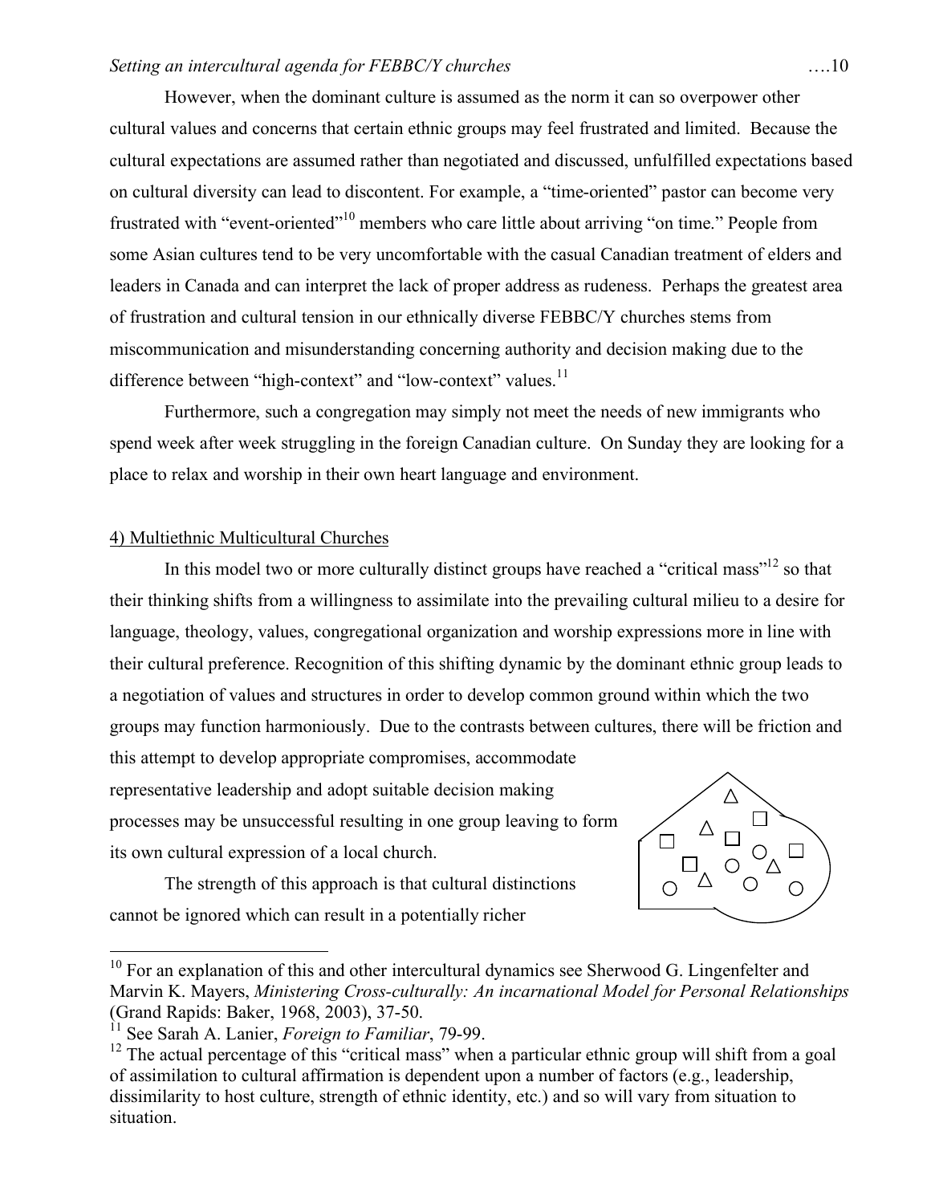However, when the dominant culture is assumed as the norm it can so overpower other cultural values and concerns that certain ethnic groups may feel frustrated and limited. Because the cultural expectations are assumed rather than negotiated and discussed, unfulfilled expectations based on cultural diversity can lead to discontent. For example, a "time-oriented" pastor can become very frustrated with "event-oriented"[10] members who care little about arriving "on time." People from some Asian cultures tend to be very uncomfortable with the casual Canadian treatment of elders and leaders in Canada and can interpret the lack of proper address as rudeness. Perhaps the greatest area of frustration and cultural tension in our ethnically diverse FEBBC/Y churches stems from miscommunication and misunderstanding concerning authority and decision making due to the difference between "high-context" and "low-context" values.[11]

Furthermore, such a congregation may simply not meet the needs of new immigrants who spend week after week struggling in the foreign Canadian culture. On Sunday they are looking for a place to relax and worship in their own heart language and environment.

4) Multiethnic Multicultural Churches

In this model two or more culturally distinct groups have reached a "critical mass"[12] so that their thinking shifts from a willingness to assimilate into the prevailing cultural milieu to a desire for language, theology, values, congregational organization and worship expressions more in line with their cultural preference. Recognition of this shifting dynamic by the dominant ethnic group leads to a negotiation of values and structures in order to develop common ground within which the two groups may function harmoniously. Due to the contrasts between cultures, there will be friction and this attempt to develop appropriate compromises, accommodate representative leadership and adopt suitable decision making processes may be unsuccessful resulting in one group leaving to form its own cultural expression of a local church.

The strength of this approach is that cultural distinctions cannot be ignored which can result in a potentially richer

---

[10] For an explanation of this and other intercultural dynamics see Sherwood G. Lingenfelter and Marvin K. Mayers, *Ministering Cross-culturally: An incarnational Model for Personal Relationships* (Grand Rapids: Baker, 1968, 2003), 37-50.

[11] See Sarah A. Lanier, *Foreign to Familiar*, 79-99.

[12] The actual percentage of this "critical mass" when a particular ethnic group will shift from a goal of assimilation to cultural affirmation is dependent upon a number of factors (e.g., leadership, dissimilarity to host culture, strength of ethnic identity, etc.) and so will vary from situation to situation.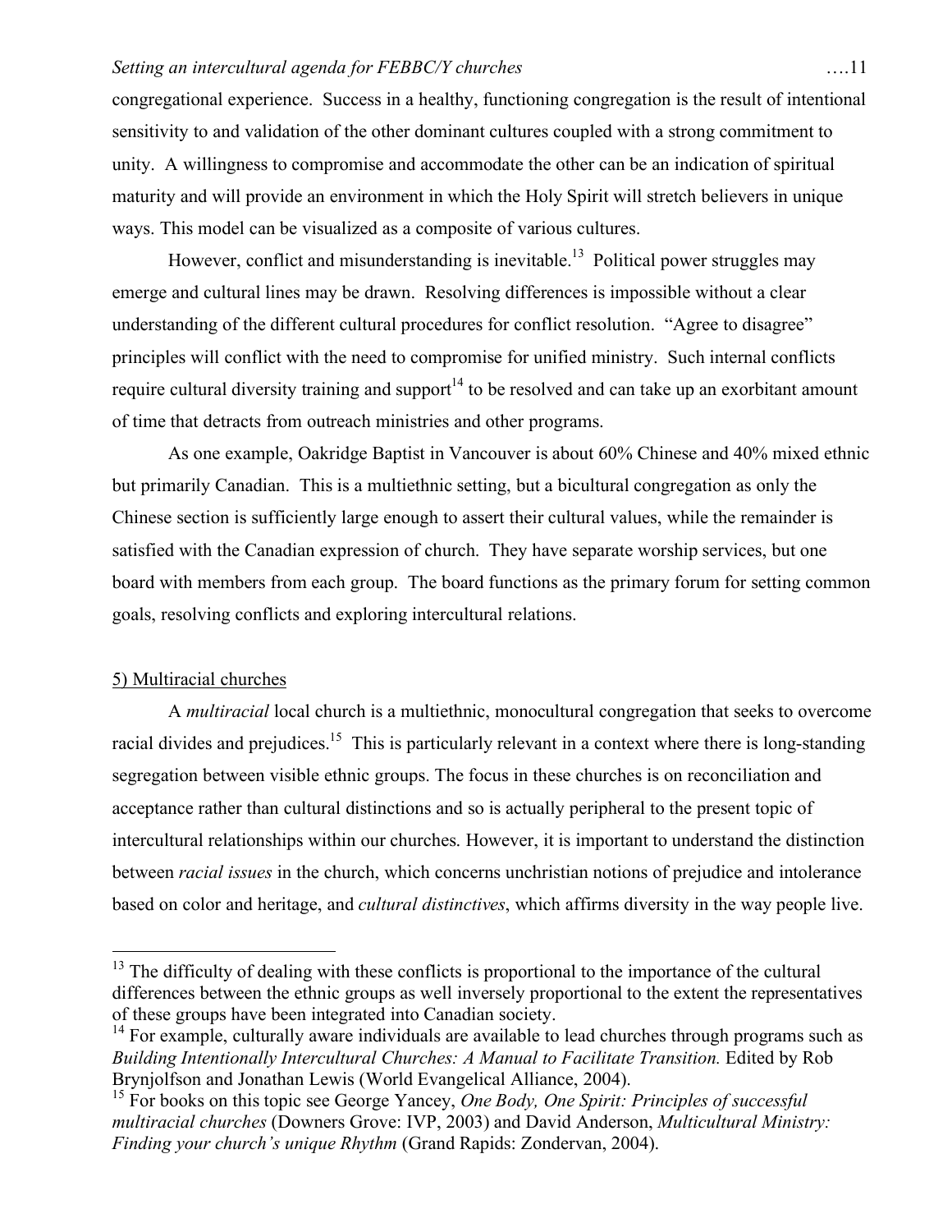congregational experience. Success in a healthy, functioning congregation is the result of intentional sensitivity to and validation of the other dominant cultures coupled with a strong commitment to unity. A willingness to compromise and accommodate the other can be an indication of spiritual maturity and will provide an environment in which the Holy Spirit will stretch believers in unique ways. This model can be visualized as a composite of various cultures.

However, conflict and misunderstanding is inevitable.[13] Political power struggles may emerge and cultural lines may be drawn. Resolving differences is impossible without a clear understanding of the different cultural procedures for conflict resolution. "Agree to disagree" principles will conflict with the need to compromise for unified ministry. Such internal conflicts require cultural diversity training and support[14] to be resolved and can take up an exorbitant amount of time that detracts from outreach ministries and other programs.

As one example, Oakridge Baptist in Vancouver is about 60% Chinese and 40% mixed ethnic but primarily Canadian. This is a multiethnic setting, but a bicultural congregation as only the Chinese section is sufficiently large enough to assert their cultural values, while the remainder is satisfied with the Canadian expression of church. They have separate worship services, but one board with members from each group. The board functions as the primary forum for setting common goals, resolving conflicts and exploring intercultural relations.

5) Multiracial churches

A *multiracial* local church is a multiethnic, monocultural congregation that seeks to overcome racial divides and prejudices.[15] This is particularly relevant in a context where there is long-standing segregation between visible ethnic groups. The focus in these churches is on reconciliation and acceptance rather than cultural distinctions and so is actually peripheral to the present topic of intercultural relationships within our churches. However, it is important to understand the distinction between *racial issues* in the church, which concerns unchristian notions of prejudice and intolerance based on color and heritage, and *cultural distinctives*, which affirms diversity in the way people live.

---

[13] The difficulty of dealing with these conflicts is proportional to the importance of the cultural differences between the ethnic groups as well inversely proportional to the extent the representatives of these groups have been integrated into Canadian society.

[14] For example, culturally aware individuals are available to lead churches through programs such as *Building Intentionally Intercultural Churches: A Manual to Facilitate Transition.* Edited by Rob Brynjolfson and Jonathan Lewis (World Evangelical Alliance, 2004).

[15] For books on this topic see George Yancey, *One Body, One Spirit: Principles of successful multiracial churches* (Downers Grove: IVP, 2003) and David Anderson, *Multicultural Ministry: Finding your church's unique Rhythm* (Grand Rapids: Zondervan, 2004).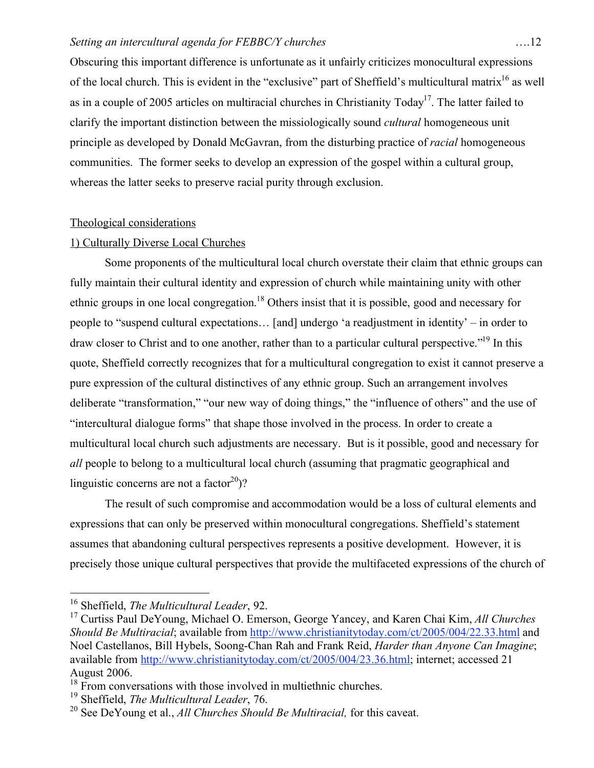Obscuring this important difference is unfortunate as it unfairly criticizes monocultural expressions of the local church. This is evident in the "exclusive" part of Sheffield's multicultural matrix[16] as well as in a couple of 2005 articles on multiracial churches in Christianity Today[17]. The latter failed to clarify the important distinction between the missiologically sound *cultural* homogeneous unit principle as developed by Donald McGavran, from the disturbing practice of *racial* homogeneous communities. The former seeks to develop an expression of the gospel within a cultural group, whereas the latter seeks to preserve racial purity through exclusion.

## Theological considerations

### 1) Culturally Diverse Local Churches

Some proponents of the multicultural local church overstate their claim that ethnic groups can fully maintain their cultural identity and expression of church while maintaining unity with other ethnic groups in one local congregation.[18] Others insist that it is possible, good and necessary for people to "suspend cultural expectations… [and] undergo 'a readjustment in identity' – in order to draw closer to Christ and to one another, rather than to a particular cultural perspective."[19] In this quote, Sheffield correctly recognizes that for a multicultural congregation to exist it cannot preserve a pure expression of the cultural distinctives of any ethnic group. Such an arrangement involves deliberate "transformation," "our new way of doing things," the "influence of others" and the use of "intercultural dialogue forms" that shape those involved in the process. In order to create a multicultural local church such adjustments are necessary. But is it possible, good and necessary for *all* people to belong to a multicultural local church (assuming that pragmatic geographical and linguistic concerns are not a factor[20])?

The result of such compromise and accommodation would be a loss of cultural elements and expressions that can only be preserved within monocultural congregations. Sheffield's statement assumes that abandoning cultural perspectives represents a positive development. However, it is precisely those unique cultural perspectives that provide the multifaceted expressions of the church of

---

[16] Sheffield, *The Multicultural Leader*, 92.

[17] Curtiss Paul DeYoung, Michael O. Emerson, George Yancey, and Karen Chai Kim, *All Churches Should Be Multiracial*; available from http://www.christianitytoday.com/ct/2005/004/22.33.html and Noel Castellanos, Bill Hybels, Soong-Chan Rah and Frank Reid, *Harder than Anyone Can Imagine*; available from http://www.christianitytoday.com/ct/2005/004/23.36.html; internet; accessed 21 August 2006.

[18] From conversations with those involved in multiethnic churches.

[19] Sheffield, *The Multicultural Leader*, 76.

[20] See DeYoung et al., *All Churches Should Be Multiracial,* for this caveat.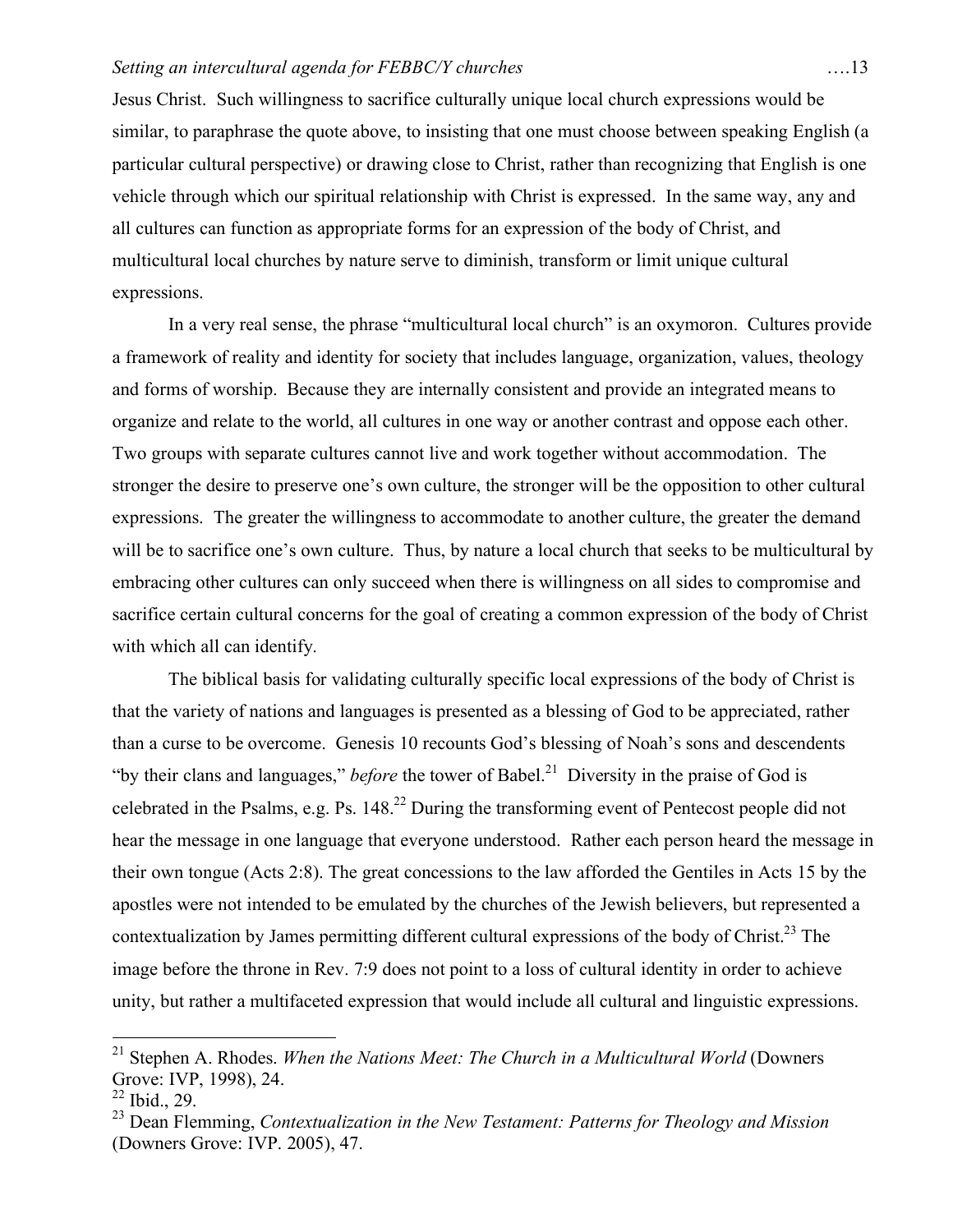Jesus Christ. Such willingness to sacrifice culturally unique local church expressions would be similar, to paraphrase the quote above, to insisting that one must choose between speaking English (a particular cultural perspective) or drawing close to Christ, rather than recognizing that English is one vehicle through which our spiritual relationship with Christ is expressed. In the same way, any and all cultures can function as appropriate forms for an expression of the body of Christ, and multicultural local churches by nature serve to diminish, transform or limit unique cultural expressions.

In a very real sense, the phrase "multicultural local church" is an oxymoron. Cultures provide a framework of reality and identity for society that includes language, organization, values, theology and forms of worship. Because they are internally consistent and provide an integrated means to organize and relate to the world, all cultures in one way or another contrast and oppose each other. Two groups with separate cultures cannot live and work together without accommodation. The stronger the desire to preserve one's own culture, the stronger will be the opposition to other cultural expressions. The greater the willingness to accommodate to another culture, the greater the demand will be to sacrifice one's own culture. Thus, by nature a local church that seeks to be multicultural by embracing other cultures can only succeed when there is willingness on all sides to compromise and sacrifice certain cultural concerns for the goal of creating a common expression of the body of Christ with which all can identify.

The biblical basis for validating culturally specific local expressions of the body of Christ is that the variety of nations and languages is presented as a blessing of God to be appreciated, rather than a curse to be overcome. Genesis 10 recounts God's blessing of Noah's sons and descendents "by their clans and languages," *before* the tower of Babel.[21] Diversity in the praise of God is celebrated in the Psalms, e.g. Ps. 148.[22] During the transforming event of Pentecost people did not hear the message in one language that everyone understood. Rather each person heard the message in their own tongue (Acts 2:8). The great concessions to the law afforded the Gentiles in Acts 15 by the apostles were not intended to be emulated by the churches of the Jewish believers, but represented a contextualization by James permitting different cultural expressions of the body of Christ.[23] The image before the throne in Rev. 7:9 does not point to a loss of cultural identity in order to achieve unity, but rather a multifaceted expression that would include all cultural and linguistic expressions.

---

[21] Stephen A. Rhodes. *When the Nations Meet: The Church in a Multicultural World* (Downers Grove: IVP, 1998), 24.

[22] Ibid., 29.

[23] Dean Flemming, *Contextualization in the New Testament: Patterns for Theology and Mission* (Downers Grove: IVP. 2005), 47.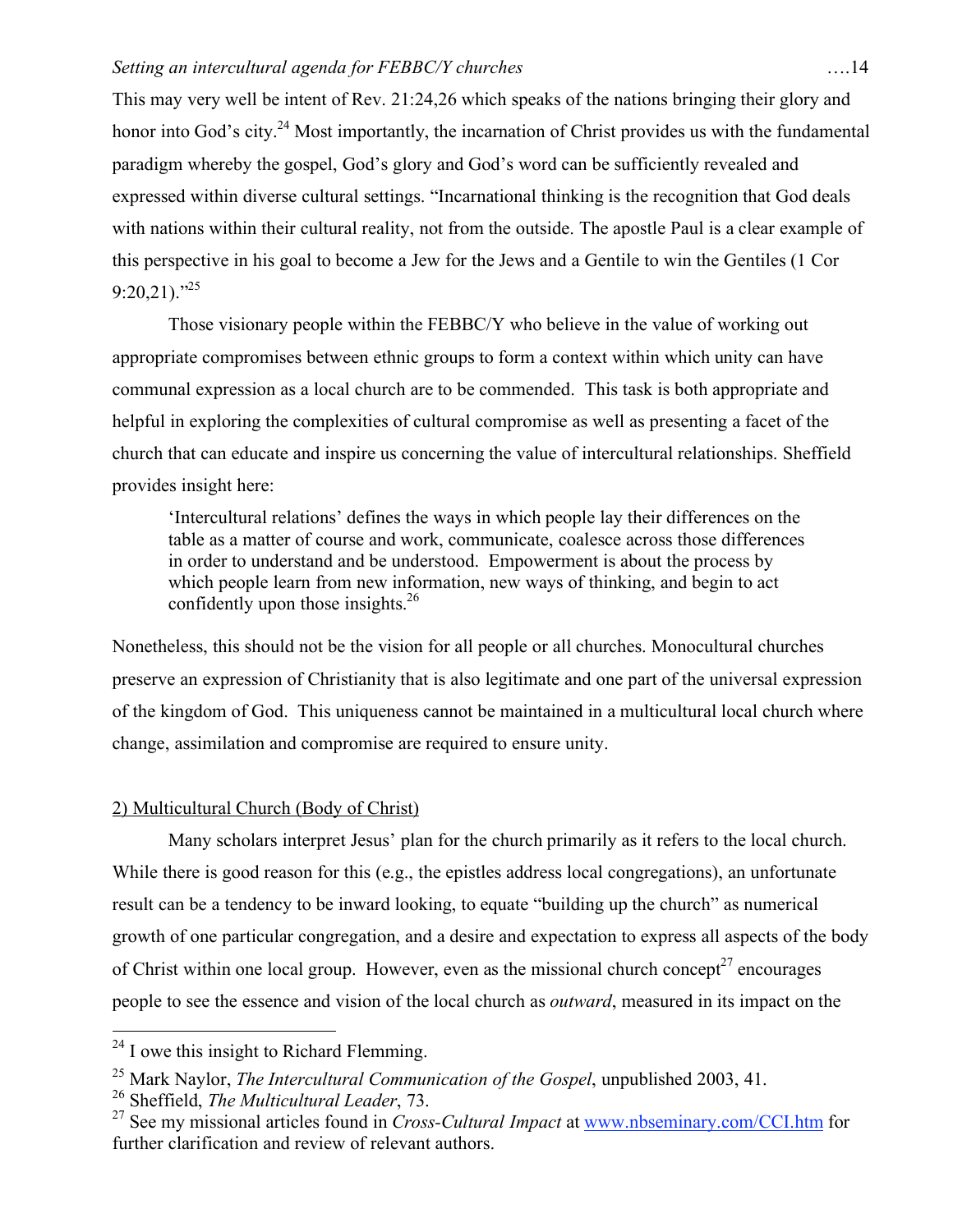This may very well be intent of Rev. 21:24,26 which speaks of the nations bringing their glory and honor into God's city.[24] Most importantly, the incarnation of Christ provides us with the fundamental paradigm whereby the gospel, God's glory and God's word can be sufficiently revealed and expressed within diverse cultural settings. "Incarnational thinking is the recognition that God deals with nations within their cultural reality, not from the outside. The apostle Paul is a clear example of this perspective in his goal to become a Jew for the Jews and a Gentile to win the Gentiles (1 Cor 9:20,21)."[25]

Those visionary people within the FEBBC/Y who believe in the value of working out appropriate compromises between ethnic groups to form a context within which unity can have communal expression as a local church are to be commended. This task is both appropriate and helpful in exploring the complexities of cultural compromise as well as presenting a facet of the church that can educate and inspire us concerning the value of intercultural relationships. Sheffield provides insight here:

> 'Intercultural relations' defines the ways in which people lay their differences on the table as a matter of course and work, communicate, coalesce across those differences in order to understand and be understood. Empowerment is about the process by which people learn from new information, new ways of thinking, and begin to act confidently upon those insights.[26]

Nonetheless, this should not be the vision for all people or all churches. Monocultural churches preserve an expression of Christianity that is also legitimate and one part of the universal expression of the kingdom of God. This uniqueness cannot be maintained in a multicultural local church where change, assimilation and compromise are required to ensure unity.

2) Multicultural Church (Body of Christ)

Many scholars interpret Jesus' plan for the church primarily as it refers to the local church. While there is good reason for this (e.g., the epistles address local congregations), an unfortunate result can be a tendency to be inward looking, to equate "building up the church" as numerical growth of one particular congregation, and a desire and expectation to express all aspects of the body of Christ within one local group. However, even as the missional church concept[27] encourages people to see the essence and vision of the local church as *outward*, measured in its impact on the

---

[24] I owe this insight to Richard Flemming.

[25] Mark Naylor, *The Intercultural Communication of the Gospel*, unpublished 2003, 41.

[26] Sheffield, *The Multicultural Leader*, 73.

[27] See my missional articles found in *Cross-Cultural Impact* at www.nbseminary.com/CCI.htm for further clarification and review of relevant authors.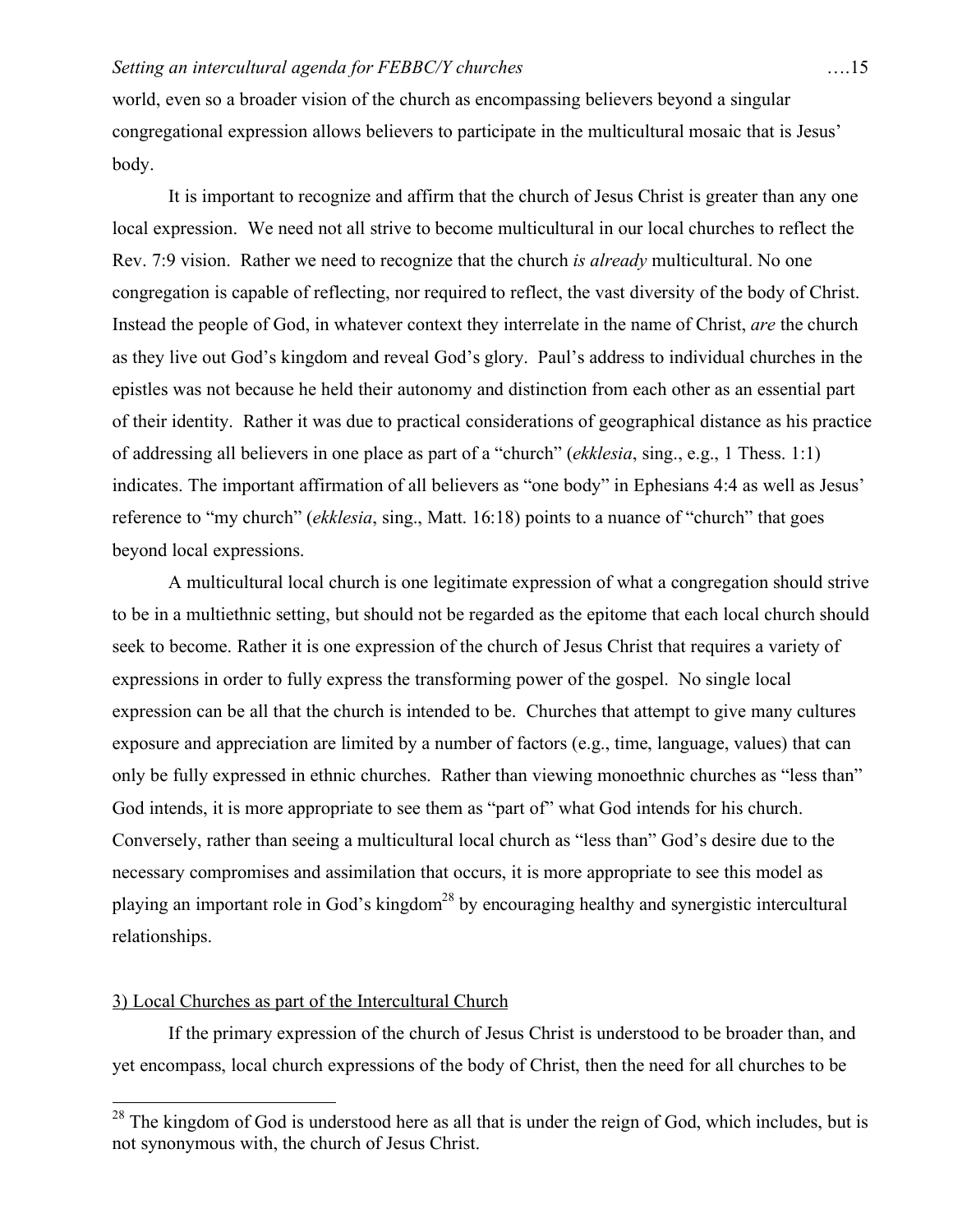world, even so a broader vision of the church as encompassing believers beyond a singular congregational expression allows believers to participate in the multicultural mosaic that is Jesus' body.

It is important to recognize and affirm that the church of Jesus Christ is greater than any one local expression. We need not all strive to become multicultural in our local churches to reflect the Rev. 7:9 vision. Rather we need to recognize that the church *is already* multicultural. No one congregation is capable of reflecting, nor required to reflect, the vast diversity of the body of Christ. Instead the people of God, in whatever context they interrelate in the name of Christ, *are* the church as they live out God's kingdom and reveal God's glory. Paul's address to individual churches in the epistles was not because he held their autonomy and distinction from each other as an essential part of their identity. Rather it was due to practical considerations of geographical distance as his practice of addressing all believers in one place as part of a "church" (*ekklesia*, sing., e.g., 1 Thess. 1:1) indicates. The important affirmation of all believers as "one body" in Ephesians 4:4 as well as Jesus' reference to "my church" (*ekklesia*, sing., Matt. 16:18) points to a nuance of "church" that goes beyond local expressions.

A multicultural local church is one legitimate expression of what a congregation should strive to be in a multiethnic setting, but should not be regarded as the epitome that each local church should seek to become. Rather it is one expression of the church of Jesus Christ that requires a variety of expressions in order to fully express the transforming power of the gospel. No single local expression can be all that the church is intended to be. Churches that attempt to give many cultures exposure and appreciation are limited by a number of factors (e.g., time, language, values) that can only be fully expressed in ethnic churches. Rather than viewing monoethnic churches as "less than" God intends, it is more appropriate to see them as "part of" what God intends for his church. Conversely, rather than seeing a multicultural local church as "less than" God's desire due to the necessary compromises and assimilation that occurs, it is more appropriate to see this model as playing an important role in God's kingdom[28] by encouraging healthy and synergistic intercultural relationships.

### 3) Local Churches as part of the Intercultural Church

If the primary expression of the church of Jesus Christ is understood to be broader than, and yet encompass, local church expressions of the body of Christ, then the need for all churches to be

---

[28] The kingdom of God is understood here as all that is under the reign of God, which includes, but is not synonymous with, the church of Jesus Christ.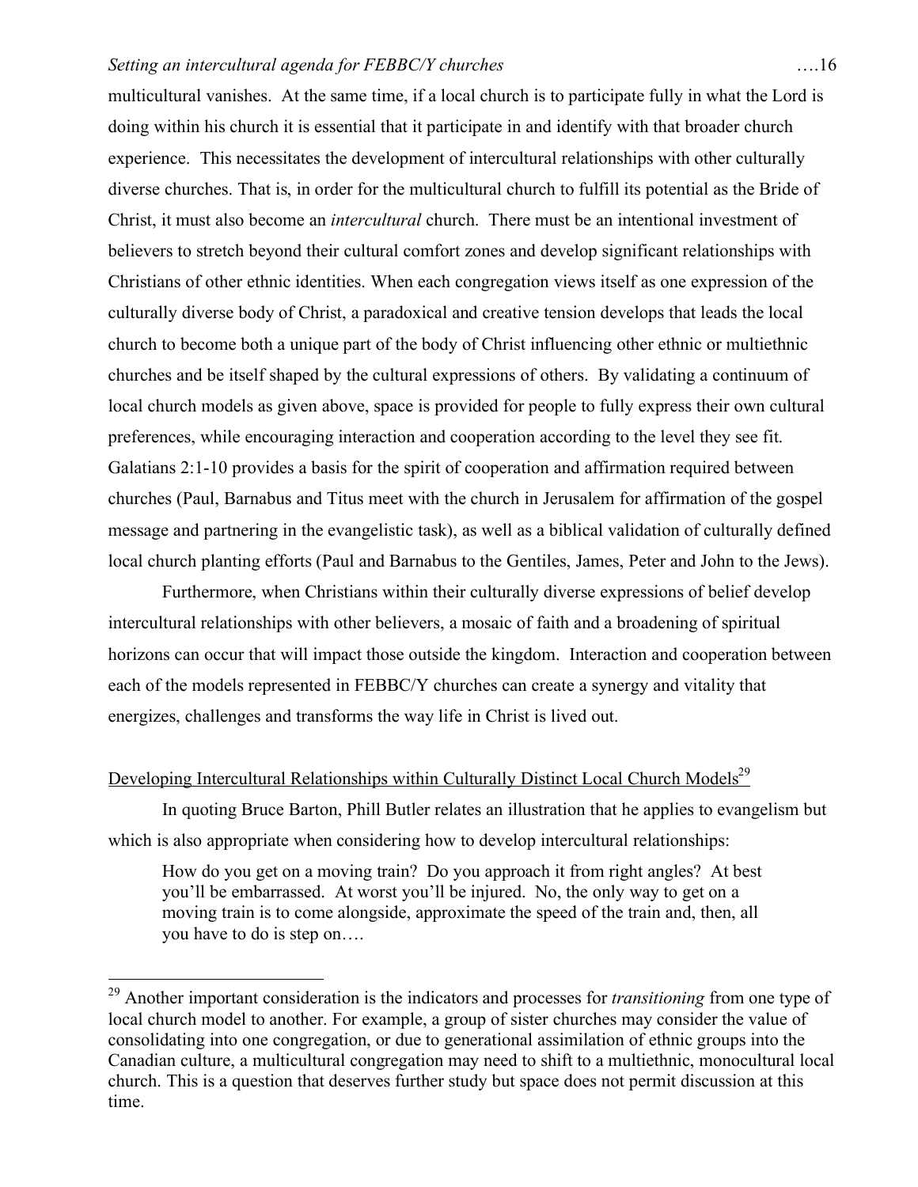multicultural vanishes. At the same time, if a local church is to participate fully in what the Lord is doing within his church it is essential that it participate in and identify with that broader church experience. This necessitates the development of intercultural relationships with other culturally diverse churches. That is, in order for the multicultural church to fulfill its potential as the Bride of Christ, it must also become an *intercultural* church. There must be an intentional investment of believers to stretch beyond their cultural comfort zones and develop significant relationships with Christians of other ethnic identities. When each congregation views itself as one expression of the culturally diverse body of Christ, a paradoxical and creative tension develops that leads the local church to become both a unique part of the body of Christ influencing other ethnic or multiethnic churches and be itself shaped by the cultural expressions of others. By validating a continuum of local church models as given above, space is provided for people to fully express their own cultural preferences, while encouraging interaction and cooperation according to the level they see fit. Galatians 2:1-10 provides a basis for the spirit of cooperation and affirmation required between churches (Paul, Barnabus and Titus meet with the church in Jerusalem for affirmation of the gospel message and partnering in the evangelistic task), as well as a biblical validation of culturally defined local church planting efforts (Paul and Barnabus to the Gentiles, James, Peter and John to the Jews).

Furthermore, when Christians within their culturally diverse expressions of belief develop intercultural relationships with other believers, a mosaic of faith and a broadening of spiritual horizons can occur that will impact those outside the kingdom. Interaction and cooperation between each of the models represented in FEBBC/Y churches can create a synergy and vitality that energizes, challenges and transforms the way life in Christ is lived out.

## Developing Intercultural Relationships within Culturally Distinct Local Church Models[29]

In quoting Bruce Barton, Phill Butler relates an illustration that he applies to evangelism but which is also appropriate when considering how to develop intercultural relationships:

> How do you get on a moving train? Do you approach it from right angles? At best you'll be embarrassed. At worst you'll be injured. No, the only way to get on a moving train is to come alongside, approximate the speed of the train and, then, all you have to do is step on….

---

[29] Another important consideration is the indicators and processes for *transitioning* from one type of local church model to another. For example, a group of sister churches may consider the value of consolidating into one congregation, or due to generational assimilation of ethnic groups into the Canadian culture, a multicultural congregation may need to shift to a multiethnic, monocultural local church. This is a question that deserves further study but space does not permit discussion at this time.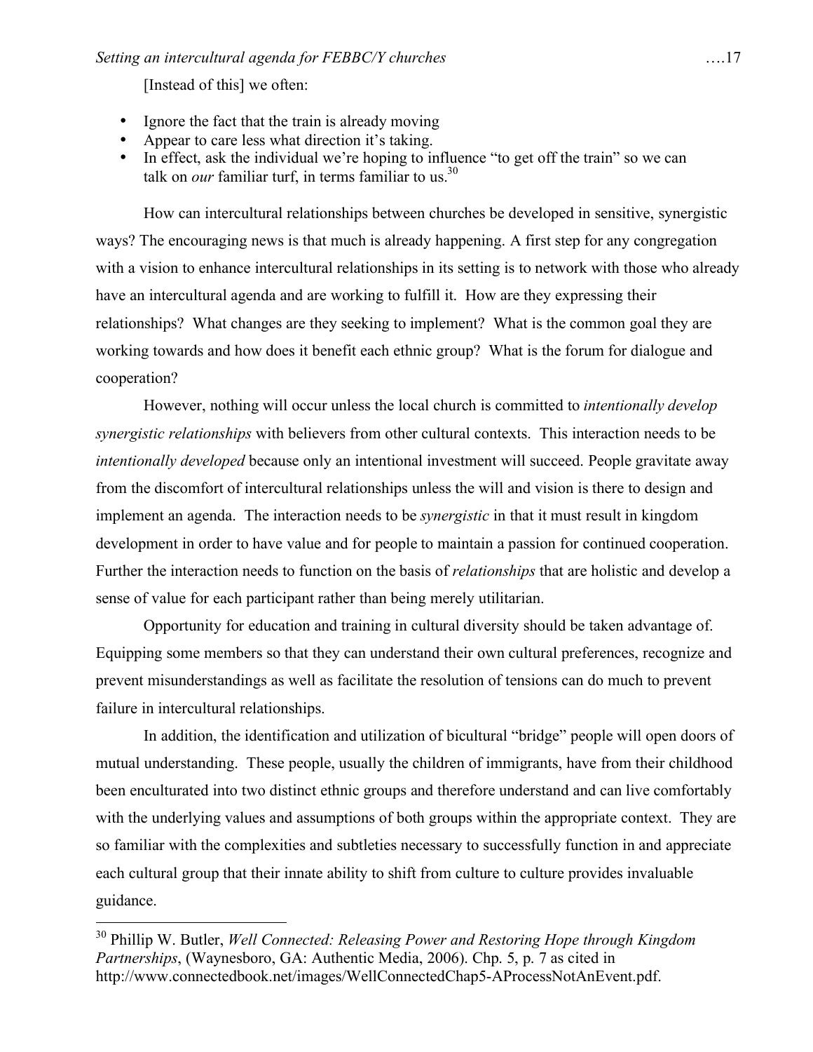[Instead of this] we often:

- Ignore the fact that the train is already moving
- Appear to care less what direction it's taking.
- In effect, ask the individual we're hoping to influence "to get off the train" so we can talk on *our* familiar turf, in terms familiar to us.[30]

How can intercultural relationships between churches be developed in sensitive, synergistic ways? The encouraging news is that much is already happening. A first step for any congregation with a vision to enhance intercultural relationships in its setting is to network with those who already have an intercultural agenda and are working to fulfill it. How are they expressing their relationships? What changes are they seeking to implement? What is the common goal they are working towards and how does it benefit each ethnic group? What is the forum for dialogue and cooperation?

However, nothing will occur unless the local church is committed to *intentionally develop synergistic relationships* with believers from other cultural contexts. This interaction needs to be *intentionally developed* because only an intentional investment will succeed. People gravitate away from the discomfort of intercultural relationships unless the will and vision is there to design and implement an agenda. The interaction needs to be *synergistic* in that it must result in kingdom development in order to have value and for people to maintain a passion for continued cooperation. Further the interaction needs to function on the basis of *relationships* that are holistic and develop a sense of value for each participant rather than being merely utilitarian.

Opportunity for education and training in cultural diversity should be taken advantage of. Equipping some members so that they can understand their own cultural preferences, recognize and prevent misunderstandings as well as facilitate the resolution of tensions can do much to prevent failure in intercultural relationships.

In addition, the identification and utilization of bicultural "bridge" people will open doors of mutual understanding. These people, usually the children of immigrants, have from their childhood been enculturated into two distinct ethnic groups and therefore understand and can live comfortably with the underlying values and assumptions of both groups within the appropriate context. They are so familiar with the complexities and subtleties necessary to successfully function in and appreciate each cultural group that their innate ability to shift from culture to culture provides invaluable guidance.

---

[30] Phillip W. Butler, *Well Connected: Releasing Power and Restoring Hope through Kingdom Partnerships*, (Waynesboro, GA: Authentic Media, 2006). Chp. 5, p. 7 as cited in http://www.connectedbook.net/images/WellConnectedChap5-AProcessNotAnEvent.pdf.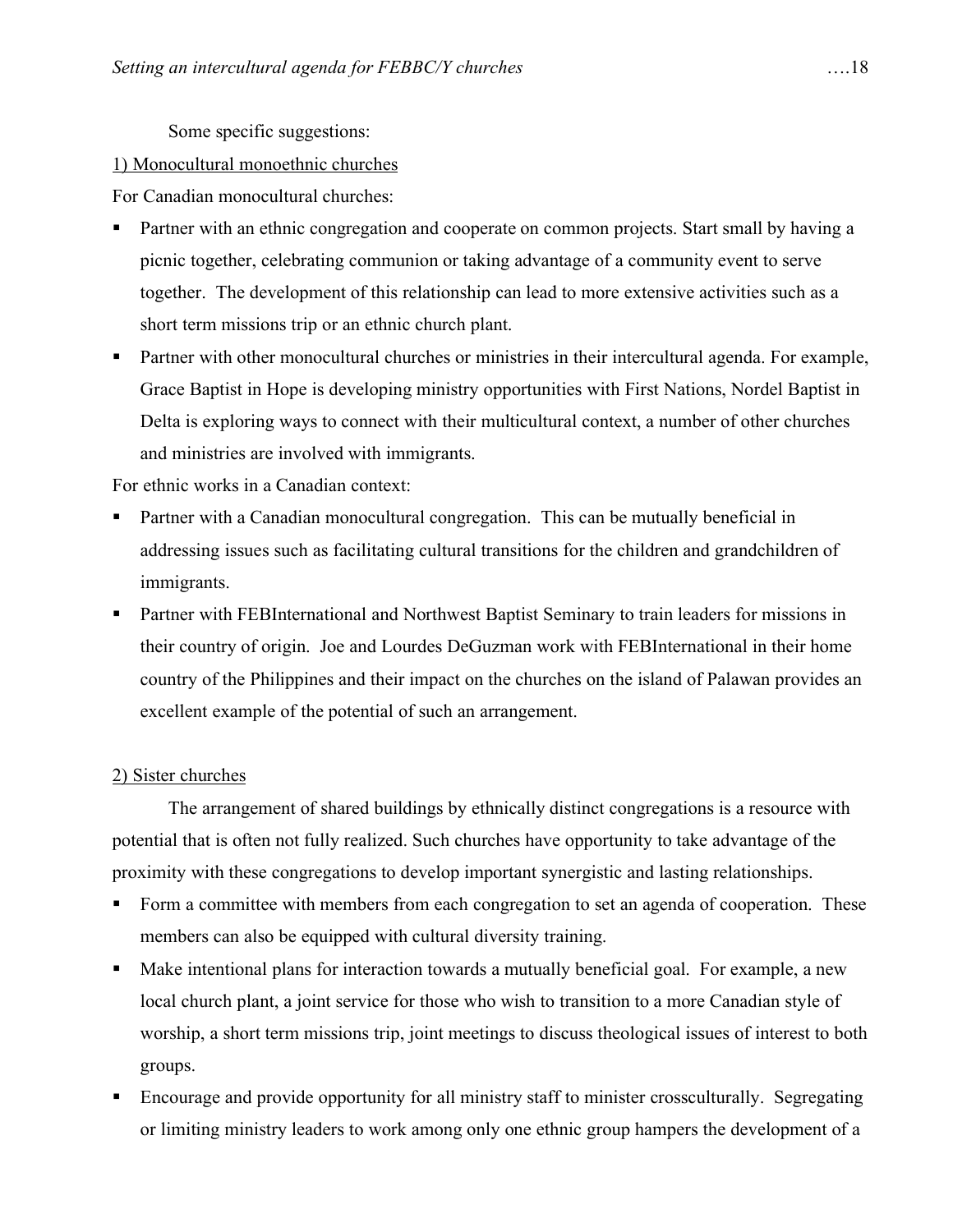Some specific suggestions:

1) Monocultural monoethnic churches

For Canadian monocultural churches:

- Partner with an ethnic congregation and cooperate on common projects. Start small by having a picnic together, celebrating communion or taking advantage of a community event to serve together. The development of this relationship can lead to more extensive activities such as a short term missions trip or an ethnic church plant.
- Partner with other monocultural churches or ministries in their intercultural agenda. For example, Grace Baptist in Hope is developing ministry opportunities with First Nations, Nordel Baptist in Delta is exploring ways to connect with their multicultural context, a number of other churches and ministries are involved with immigrants.

For ethnic works in a Canadian context:

- Partner with a Canadian monocultural congregation. This can be mutually beneficial in addressing issues such as facilitating cultural transitions for the children and grandchildren of immigrants.
- Partner with FEBInternational and Northwest Baptist Seminary to train leaders for missions in their country of origin. Joe and Lourdes DeGuzman work with FEBInternational in their home country of the Philippines and their impact on the churches on the island of Palawan provides an excellent example of the potential of such an arrangement.

2) Sister churches

The arrangement of shared buildings by ethnically distinct congregations is a resource with potential that is often not fully realized. Such churches have opportunity to take advantage of the proximity with these congregations to develop important synergistic and lasting relationships.

- Form a committee with members from each congregation to set an agenda of cooperation. These members can also be equipped with cultural diversity training.
- Make intentional plans for interaction towards a mutually beneficial goal. For example, a new local church plant, a joint service for those who wish to transition to a more Canadian style of worship, a short term missions trip, joint meetings to discuss theological issues of interest to both groups.
- Encourage and provide opportunity for all ministry staff to minister crossculturally. Segregating or limiting ministry leaders to work among only one ethnic group hampers the development of a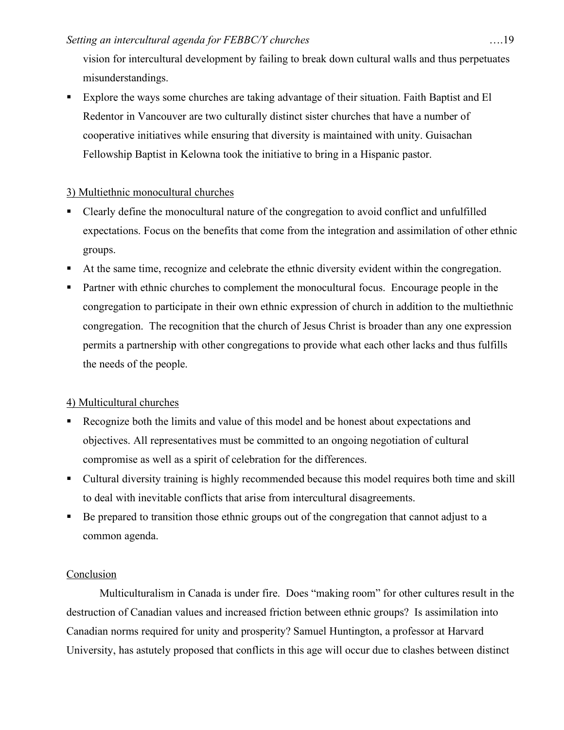vision for intercultural development by failing to break down cultural walls and thus perpetuates misunderstandings.

- Explore the ways some churches are taking advantage of their situation. Faith Baptist and El Redentor in Vancouver are two culturally distinct sister churches that have a number of cooperative initiatives while ensuring that diversity is maintained with unity. Guisachan Fellowship Baptist in Kelowna took the initiative to bring in a Hispanic pastor.

<u>3) Multiethnic monocultural churches</u>

- Clearly define the monocultural nature of the congregation to avoid conflict and unfulfilled expectations. Focus on the benefits that come from the integration and assimilation of other ethnic groups.
- At the same time, recognize and celebrate the ethnic diversity evident within the congregation.
- Partner with ethnic churches to complement the monocultural focus. Encourage people in the congregation to participate in their own ethnic expression of church in addition to the multiethnic congregation. The recognition that the church of Jesus Christ is broader than any one expression permits a partnership with other congregations to provide what each other lacks and thus fulfills the needs of the people.

<u>4) Multicultural churches</u>

- Recognize both the limits and value of this model and be honest about expectations and objectives. All representatives must be committed to an ongoing negotiation of cultural compromise as well as a spirit of celebration for the differences.
- Cultural diversity training is highly recommended because this model requires both time and skill to deal with inevitable conflicts that arise from intercultural disagreements.
- Be prepared to transition those ethnic groups out of the congregation that cannot adjust to a common agenda.

<u>Conclusion</u>

Multiculturalism in Canada is under fire. Does "making room" for other cultures result in the destruction of Canadian values and increased friction between ethnic groups? Is assimilation into Canadian norms required for unity and prosperity? Samuel Huntington, a professor at Harvard University, has astutely proposed that conflicts in this age will occur due to clashes between distinct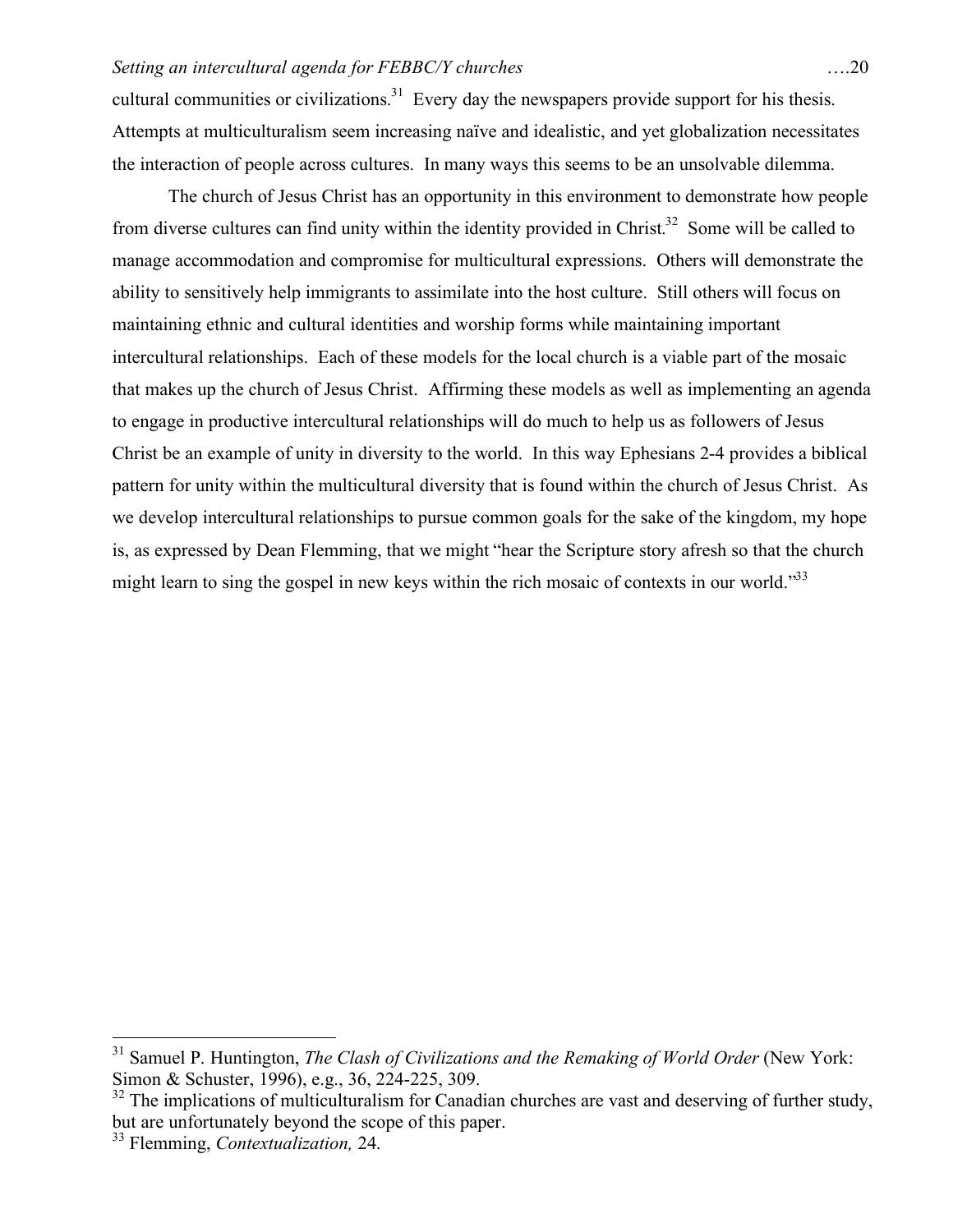cultural communities or civilizations.[31] Every day the newspapers provide support for his thesis. Attempts at multiculturalism seem increasing naïve and idealistic, and yet globalization necessitates the interaction of people across cultures. In many ways this seems to be an unsolvable dilemma.

The church of Jesus Christ has an opportunity in this environment to demonstrate how people from diverse cultures can find unity within the identity provided in Christ.[32] Some will be called to manage accommodation and compromise for multicultural expressions. Others will demonstrate the ability to sensitively help immigrants to assimilate into the host culture. Still others will focus on maintaining ethnic and cultural identities and worship forms while maintaining important intercultural relationships. Each of these models for the local church is a viable part of the mosaic that makes up the church of Jesus Christ. Affirming these models as well as implementing an agenda to engage in productive intercultural relationships will do much to help us as followers of Jesus Christ be an example of unity in diversity to the world. In this way Ephesians 2-4 provides a biblical pattern for unity within the multicultural diversity that is found within the church of Jesus Christ. As we develop intercultural relationships to pursue common goals for the sake of the kingdom, my hope is, as expressed by Dean Flemming, that we might "hear the Scripture story afresh so that the church might learn to sing the gospel in new keys within the rich mosaic of contexts in our world."[33]

---

[31] Samuel P. Huntington, *The Clash of Civilizations and the Remaking of World Order* (New York: Simon & Schuster, 1996), e.g., 36, 224-225, 309.

[32] The implications of multiculturalism for Canadian churches are vast and deserving of further study, but are unfortunately beyond the scope of this paper.

[33] Flemming, *Contextualization,* 24.